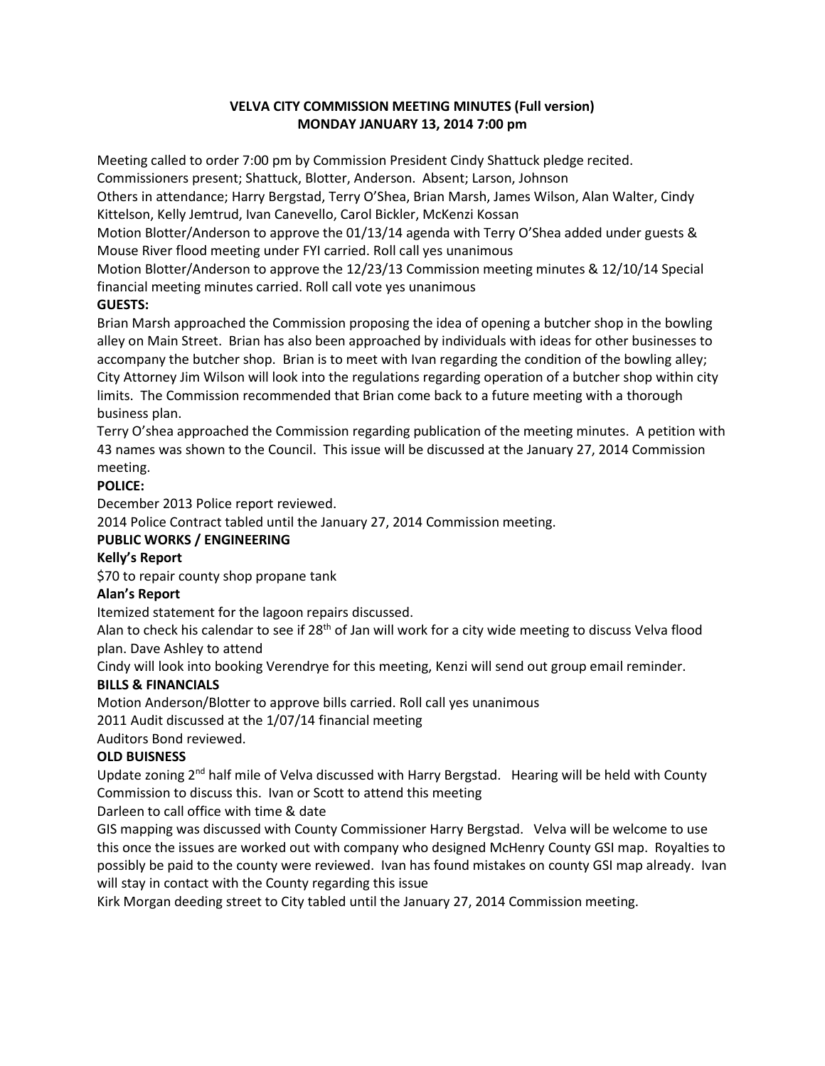# VELVA CITY COMMISSION MEETING MINUTES (Full version)
# MONDAY JANUARY 13, 2014 7:00 pm

Meeting called to order 7:00 pm by Commission President Cindy Shattuck pledge recited.
Commissioners present; Shattuck, Blotter, Anderson. Absent; Larson, Johnson
Others in attendance; Harry Bergstad, Terry O'Shea, Brian Marsh, James Wilson, Alan Walter, Cindy Kittelson, Kelly Jemtrud, Ivan Canevello, Carol Bickler, McKenzi Kossan
Motion Blotter/Anderson to approve the 01/13/14 agenda with Terry O'Shea added under guests & Mouse River flood meeting under FYI carried. Roll call yes unanimous
Motion Blotter/Anderson to approve the 12/23/13 Commission meeting minutes & 12/10/14 Special financial meeting minutes carried. Roll call vote yes unanimous

**GUESTS:**

Brian Marsh approached the Commission proposing the idea of opening a butcher shop in the bowling alley on Main Street. Brian has also been approached by individuals with ideas for other businesses to accompany the butcher shop. Brian is to meet with Ivan regarding the condition of the bowling alley; City Attorney Jim Wilson will look into the regulations regarding operation of a butcher shop within city limits. The Commission recommended that Brian come back to a future meeting with a thorough business plan.
Terry O'shea approached the Commission regarding publication of the meeting minutes. A petition with 43 names was shown to the Council. This issue will be discussed at the January 27, 2014 Commission meeting.

**POLICE:**

December 2013 Police report reviewed.
2014 Police Contract tabled until the January 27, 2014 Commission meeting.

**PUBLIC WORKS / ENGINEERING**

**Kelly's Report**

$70 to repair county shop propane tank

**Alan's Report**

Itemized statement for the lagoon repairs discussed.
Alan to check his calendar to see if 28th of Jan will work for a city wide meeting to discuss Velva flood plan. Dave Ashley to attend
Cindy will look into booking Verendrye for this meeting, Kenzi will send out group email reminder.

**BILLS & FINANCIALS**

Motion Anderson/Blotter to approve bills carried. Roll call yes unanimous
2011 Audit discussed at the 1/07/14 financial meeting
Auditors Bond reviewed.

**OLD BUISNESS**

Update zoning 2nd half mile of Velva discussed with Harry Bergstad. Hearing will be held with County Commission to discuss this. Ivan or Scott to attend this meeting
Darleen to call office with time & date
GIS mapping was discussed with County Commissioner Harry Bergstad. Velva will be welcome to use this once the issues are worked out with company who designed McHenry County GSI map. Royalties to possibly be paid to the county were reviewed. Ivan has found mistakes on county GSI map already. Ivan will stay in contact with the County regarding this issue
Kirk Morgan deeding street to City tabled until the January 27, 2014 Commission meeting.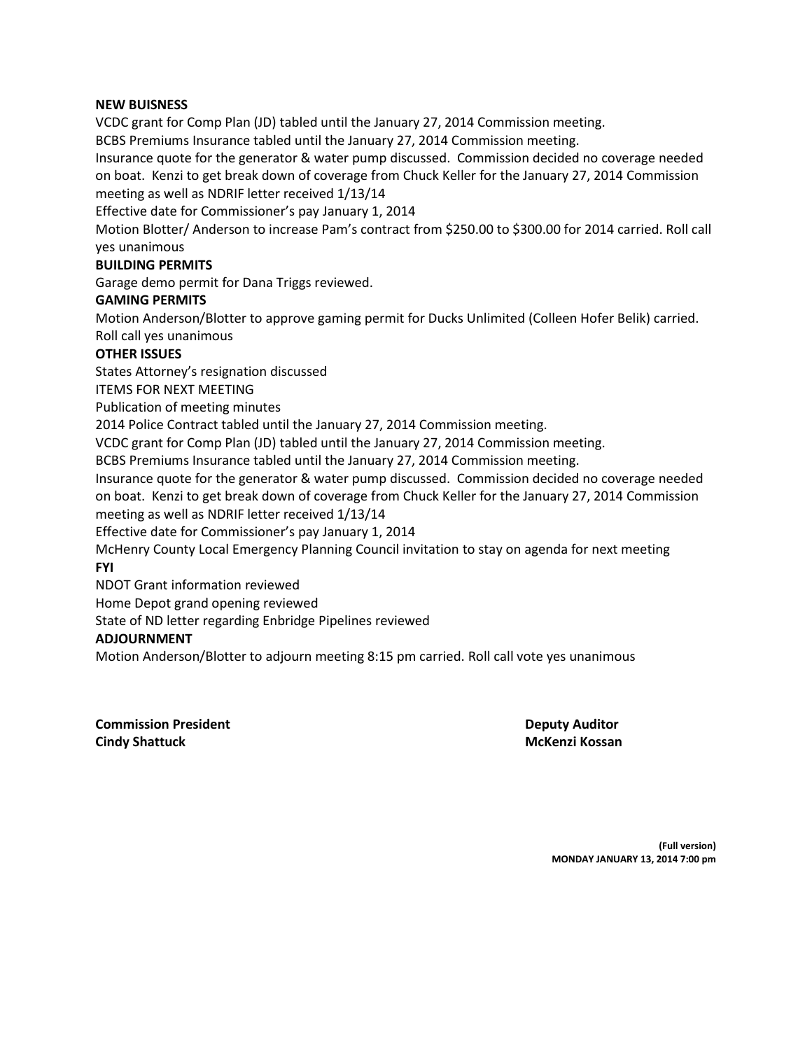**NEW BUISNESS**

VCDC grant for Comp Plan (JD) tabled until the January 27, 2014 Commission meeting.

BCBS Premiums Insurance tabled until the January 27, 2014 Commission meeting.

Insurance quote for the generator & water pump discussed. Commission decided no coverage needed on boat. Kenzi to get break down of coverage from Chuck Keller for the January 27, 2014 Commission meeting as well as NDRIF letter received 1/13/14

Effective date for Commissioner's pay January 1, 2014

Motion Blotter/ Anderson to increase Pam's contract from $250.00 to $300.00 for 2014 carried. Roll call yes unanimous

**BUILDING PERMITS**

Garage demo permit for Dana Triggs reviewed.

**GAMING PERMITS**

Motion Anderson/Blotter to approve gaming permit for Ducks Unlimited (Colleen Hofer Belik) carried. Roll call yes unanimous

**OTHER ISSUES**

States Attorney's resignation discussed

ITEMS FOR NEXT MEETING

Publication of meeting minutes

2014 Police Contract tabled until the January 27, 2014 Commission meeting.

VCDC grant for Comp Plan (JD) tabled until the January 27, 2014 Commission meeting.

BCBS Premiums Insurance tabled until the January 27, 2014 Commission meeting.

Insurance quote for the generator & water pump discussed. Commission decided no coverage needed on boat. Kenzi to get break down of coverage from Chuck Keller for the January 27, 2014 Commission meeting as well as NDRIF letter received 1/13/14

Effective date for Commissioner's pay January 1, 2014

McHenry County Local Emergency Planning Council invitation to stay on agenda for next meeting

**FYI**

NDOT Grant information reviewed

Home Depot grand opening reviewed

State of ND letter regarding Enbridge Pipelines reviewed

**ADJOURNMENT**

Motion Anderson/Blotter to adjourn meeting 8:15 pm carried. Roll call vote yes unanimous

**Commission President**
**Cindy Shattuck**

**Deputy Auditor**
**McKenzi Kossan**

**(Full version)**
**MONDAY JANUARY 13, 2014 7:00 pm**